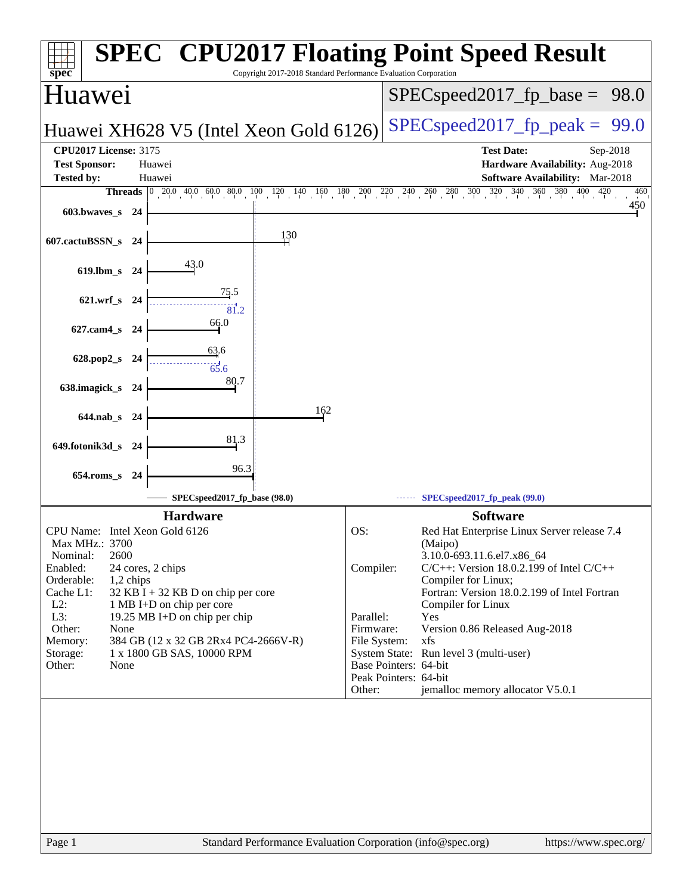# SPEC CPU2017 Floating Point Speed Result

Copyright 2017-2018 Standard Performance Evaluation Corporation

## Huawei

**Huawei XH628 V5 (Intel Xeon Gold 6126)**

SPECspeed2017_fp_base = 98.0

SPECspeed2017_fp_peak = 99.0

| | | | |
|---|---|---|---|
| **CPU2017 License:** | 3175 | **Test Date:** | Sep-2018 |
| **Test Sponsor:** | Huawei | **Hardware Availability:** | Aug-2018 |
| **Tested by:** | Huawei | **Software Availability:** | Mar-2018 |

| Benchmark | Threads | Base | Peak |
|---|---|---|---|
| 603.bwaves_s | 24 | 450 | |
| 607.cactuBSSN_s | 24 | 130 | |
| 619.lbm_s | 24 | 43.0 | |
| 621.wrf_s | 24 | 75.5 | 81.2 |
| 627.cam4_s | 24 | 66.0 | |
| 628.pop2_s | 24 | 63.6 | 65.6 |
| 638.imagick_s | 24 | 80.7 | |
| 644.nab_s | 24 | 162 | |
| 649.fotonik3d_s | 24 | 81.3 | |
| 654.roms_s | 24 | 96.3 | |

SPECspeed2017_fp_base (98.0) — SPECspeed2017_fp_peak (99.0)

### Hardware

| | |
|---|---|
| CPU Name: | Intel Xeon Gold 6126 |
| Max MHz.: | 3700 |
| Nominal: | 2600 |
| Enabled: | 24 cores, 2 chips |
| Orderable: | 1,2 chips |
| Cache L1: | 32 KB I + 32 KB D on chip per core |
| L2: | 1 MB I+D on chip per core |
| L3: | 19.25 MB I+D on chip per chip |
| Other: | None |
| Memory: | 384 GB (12 x 32 GB 2Rx4 PC4-2666V-R) |
| Storage: | 1 x 1800 GB SAS, 10000 RPM |
| Other: | None |

### Software

| | |
|---|---|
| OS: | Red Hat Enterprise Linux Server release 7.4 (Maipo) 3.10.0-693.11.6.el7.x86_64 |
| Compiler: | C/C++: Version 18.0.2.199 of Intel C/C++ Compiler for Linux; Fortran: Version 18.0.2.199 of Intel Fortran Compiler for Linux |
| Parallel: | Yes |
| Firmware: | Version 0.86 Released Aug-2018 |
| File System: | xfs |
| System State: | Run level 3 (multi-user) |
| Base Pointers: | 64-bit |
| Peak Pointers: | 64-bit |
| Other: | jemalloc memory allocator V5.0.1 |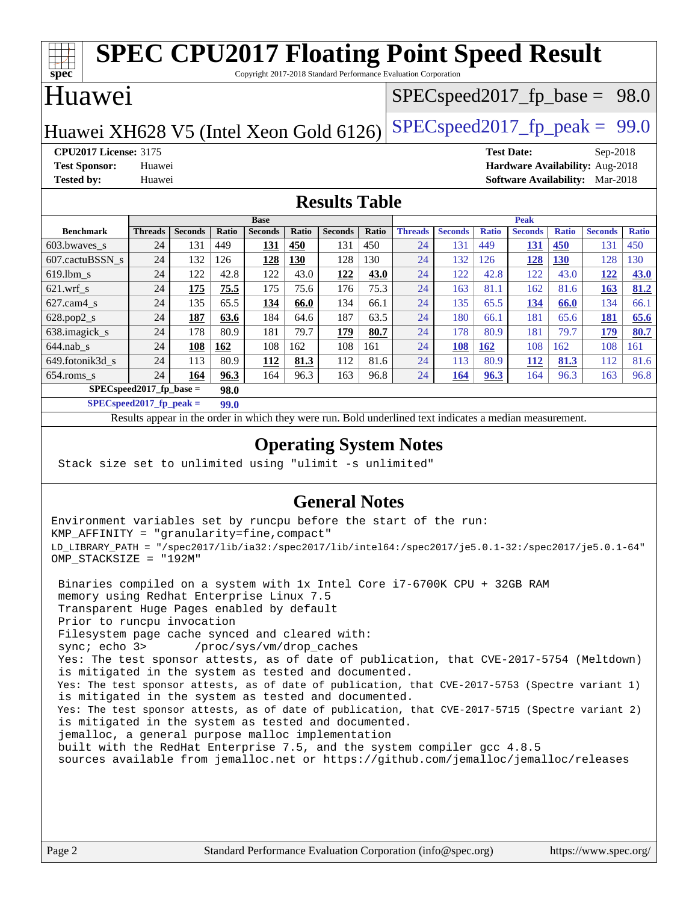# SPEC CPU2017 Floating Point Speed Result

Copyright 2017-2018 Standard Performance Evaluation Corporation

## Huawei

Huawei XH628 V5 (Intel Xeon Gold 6126)

SPECspeed2017_fp_base = 98.0

SPECspeed2017_fp_peak = 99.0

**CPU2017 License:** 3175
**Test Sponsor:** Huawei
**Tested by:** Huawei

**Test Date:** Sep-2018
**Hardware Availability:** Aug-2018
**Software Availability:** Mar-2018

## Results Table

| Benchmark | Base | | | | | | | Peak | | | | | | |
|---|---|---|---|---|---|---|---|---|---|---|---|---|---|---|
| | Threads | Seconds | Ratio | Seconds | Ratio | Seconds | Ratio | Threads | Seconds | Ratio | Seconds | Ratio | Seconds | Ratio |
| 603.bwaves_s | 24 | 131 | 449 | **131** | **450** | 131 | 450 | 24 | 131 | 449 | **131** | **450** | 131 | 450 |
| 607.cactuBSSN_s | 24 | 132 | 126 | **128** | **130** | 128 | 130 | 24 | 132 | 126 | **128** | **130** | 128 | 130 |
| 619.lbm_s | 24 | 122 | 42.8 | 122 | 43.0 | **122** | **43.0** | 24 | 122 | 42.8 | 122 | 43.0 | **122** | **43.0** |
| 621.wrf_s | 24 | **175** | **75.5** | 175 | 75.6 | 176 | 75.3 | 24 | 163 | 81.1 | 162 | 81.6 | **163** | **81.2** |
| 627.cam4_s | 24 | 135 | 65.5 | **134** | **66.0** | 134 | 66.1 | 24 | 135 | 65.5 | **134** | **66.0** | 134 | 66.1 |
| 628.pop2_s | 24 | **187** | **63.6** | 184 | 64.6 | 187 | 63.5 | 24 | 180 | 66.1 | 181 | 65.6 | **181** | **65.6** |
| 638.imagick_s | 24 | 178 | 80.9 | 181 | 79.7 | **179** | **80.7** | 24 | 178 | 80.9 | 181 | 79.7 | **179** | **80.7** |
| 644.nab_s | 24 | **108** | **162** | 108 | 162 | 108 | 161 | 24 | **108** | **162** | 108 | 162 | 108 | 161 |
| 649.fotonik3d_s | 24 | 113 | 80.9 | **112** | **81.3** | 112 | 81.6 | 24 | 113 | 80.9 | **112** | **81.3** | 112 | 81.6 |
| 654.roms_s | 24 | **164** | **96.3** | 164 | 96.3 | 163 | 96.8 | 24 | **164** | **96.3** | 164 | 96.3 | 163 | 96.8 |

**SPECspeed2017_fp_base = 98.0**

**SPECspeed2017_fp_peak = 99.0**

Results appear in the order in which they were run. Bold underlined text indicates a median measurement.

## Operating System Notes

```
Stack size set to unlimited using "ulimit -s unlimited"
```

## General Notes

```
Environment variables set by runcpu before the start of the run:
KMP_AFFINITY = "granularity=fine,compact"
LD_LIBRARY_PATH = "/spec2017/lib/ia32:/spec2017/lib/intel64:/spec2017/je5.0.1-32:/spec2017/je5.0.1-64"
OMP_STACKSIZE = "192M"

 Binaries compiled on a system with 1x Intel Core i7-6700K CPU + 32GB RAM
 memory using Redhat Enterprise Linux 7.5
 Transparent Huge Pages enabled by default
 Prior to runcpu invocation
 Filesystem page cache synced and cleared with:
 sync; echo 3>       /proc/sys/vm/drop_caches
 Yes: The test sponsor attests, as of date of publication, that CVE-2017-5754 (Meltdown)
 is mitigated in the system as tested and documented.
 Yes: The test sponsor attests, as of date of publication, that CVE-2017-5753 (Spectre variant 1)
 is mitigated in the system as tested and documented.
 Yes: The test sponsor attests, as of date of publication, that CVE-2017-5715 (Spectre variant 2)
 is mitigated in the system as tested and documented.
 jemalloc, a general purpose malloc implementation
 built with the RedHat Enterprise 7.5, and the system compiler gcc 4.8.5
 sources available from jemalloc.net or https://github.com/jemalloc/jemalloc/releases
```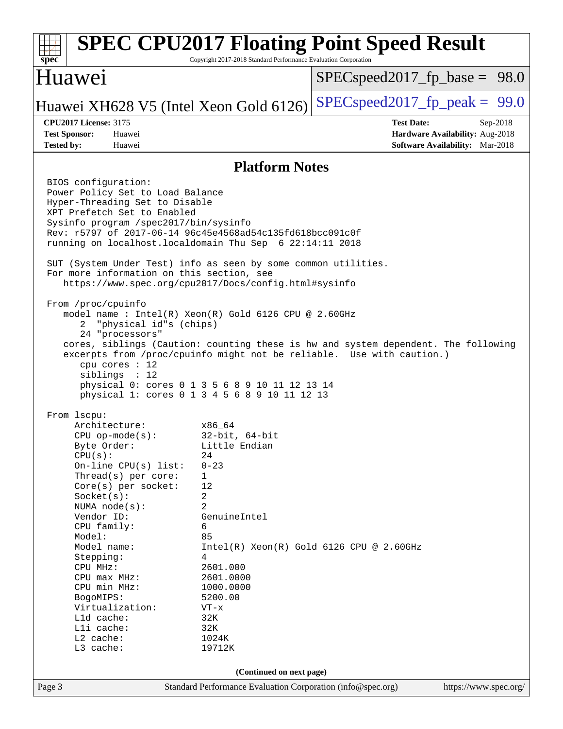# SPEC CPU2017 Floating Point Speed Result

Copyright 2017-2018 Standard Performance Evaluation Corporation

## Huawei

Huawei XH628 V5 (Intel Xeon Gold 6126)

SPECspeed2017_fp_base = 98.0

SPECspeed2017_fp_peak = 99.0

**CPU2017 License:** 3175
**Test Sponsor:** Huawei
**Tested by:** Huawei

**Test Date:** Sep-2018
**Hardware Availability:** Aug-2018
**Software Availability:** Mar-2018

### Platform Notes

```
BIOS configuration:
Power Policy Set to Load Balance
Hyper-Threading Set to Disable
XPT Prefetch Set to Enabled
Sysinfo program /spec2017/bin/sysinfo
Rev: r5797 of 2017-06-14 96c45e4568ad54c135fd618bcc091c0f
running on localhost.localdomain Thu Sep  6 22:14:11 2018

SUT (System Under Test) info as seen by some common utilities.
For more information on this section, see
   https://www.spec.org/cpu2017/Docs/config.html#sysinfo

From /proc/cpuinfo
   model name : Intel(R) Xeon(R) Gold 6126 CPU @ 2.60GHz
      2  "physical id"s (chips)
      24 "processors"
   cores, siblings (Caution: counting these is hw and system dependent. The following
   excerpts from /proc/cpuinfo might not be reliable.  Use with caution.)
      cpu cores : 12
      siblings  : 12
      physical 0: cores 0 1 3 5 6 8 9 10 11 12 13 14
      physical 1: cores 0 1 3 4 5 6 8 9 10 11 12 13

From lscpu:
     Architecture:          x86_64
     CPU op-mode(s):        32-bit, 64-bit
     Byte Order:            Little Endian
     CPU(s):                24
     On-line CPU(s) list:   0-23
     Thread(s) per core:    1
     Core(s) per socket:    12
     Socket(s):             2
     NUMA node(s):          2
     Vendor ID:             GenuineIntel
     CPU family:            6
     Model:                 85
     Model name:            Intel(R) Xeon(R) Gold 6126 CPU @ 2.60GHz
     Stepping:              4
     CPU MHz:               2601.000
     CPU max MHz:           2601.0000
     CPU min MHz:           1000.0000
     BogoMIPS:              5200.00
     Virtualization:        VT-x
     L1d cache:             32K
     L1i cache:             32K
     L2 cache:              1024K
     L3 cache:              19712K
```

(Continued on next page)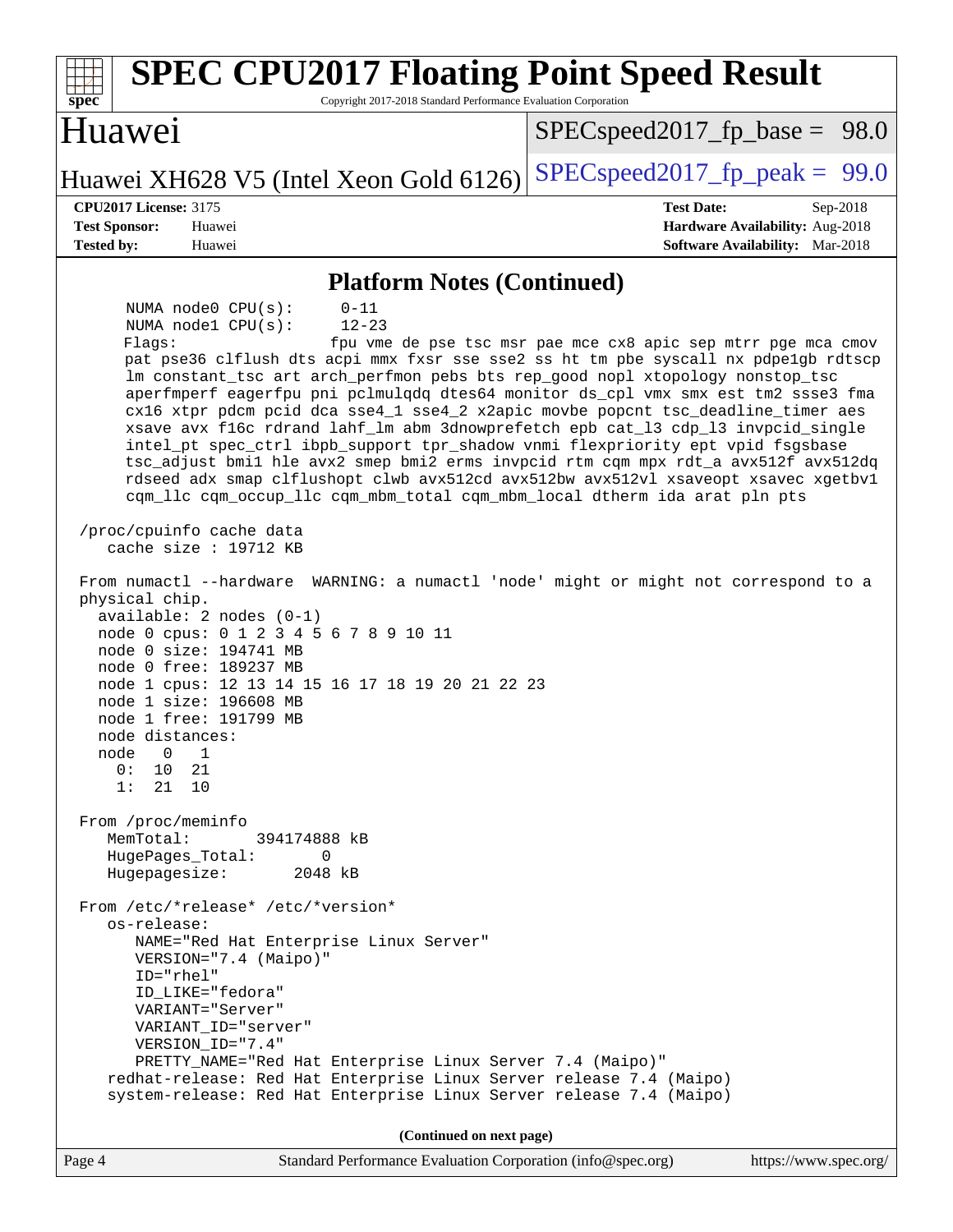## Platform Notes (Continued)

```
      NUMA node0 CPU(s):      0-11
      NUMA node1 CPU(s):      12-23
      Flags:                 fpu vme de pse tsc msr pae mce cx8 apic sep mtrr pge mca cmov
      pat pse36 clflush dts acpi mmx fxsr sse sse2 ss ht tm pbe syscall nx pdpe1gb rdtscp
      lm constant_tsc art arch_perfmon pebs bts rep_good nopl xtopology nonstop_tsc
      aperfmperf eagerfpu pni pclmulqdq dtes64 monitor ds_cpl vmx smx est tm2 ssse3 fma
      cx16 xtpr pdcm pcid dca sse4_1 sse4_2 x2apic movbe popcnt tsc_deadline_timer aes
      xsave avx f16c rdrand lahf_lm abm 3dnowprefetch epb cat_l3 cdp_l3 invpcid_single
      intel_pt spec_ctrl ibpb_support tpr_shadow vnmi flexpriority ept vpid fsgsbase
      tsc_adjust bmi1 hle avx2 smep bmi2 erms invpcid rtm cqm mpx rdt_a avx512f avx512dq
      rdseed adx smap clflushopt clwb avx512cd avx512bw avx512vl xsaveopt xsavec xgetbv1
      cqm_llc cqm_occup_llc cqm_mbm_total cqm_mbm_local dtherm ida arat pln pts

 /proc/cpuinfo cache data
    cache size : 19712 KB

 From numactl --hardware  WARNING: a numactl 'node' might or might not correspond to a
 physical chip.
   available: 2 nodes (0-1)
   node 0 cpus: 0 1 2 3 4 5 6 7 8 9 10 11
   node 0 size: 194741 MB
   node 0 free: 189237 MB
   node 1 cpus: 12 13 14 15 16 17 18 19 20 21 22 23
   node 1 size: 196608 MB
   node 1 free: 191799 MB
   node distances:
   node   0   1
     0:  10  21
     1:  21  10

 From /proc/meminfo
    MemTotal:       394174888 kB
    HugePages_Total:       0
    Hugepagesize:       2048 kB

 From /etc/*release* /etc/*version*
    os-release:
       NAME="Red Hat Enterprise Linux Server"
       VERSION="7.4 (Maipo)"
       ID="rhel"
       ID_LIKE="fedora"
       VARIANT="Server"
       VARIANT_ID="server"
       VERSION_ID="7.4"
       PRETTY_NAME="Red Hat Enterprise Linux Server 7.4 (Maipo)"
    redhat-release: Red Hat Enterprise Linux Server release 7.4 (Maipo)
    system-release: Red Hat Enterprise Linux Server release 7.4 (Maipo)
```

(Continued on next page)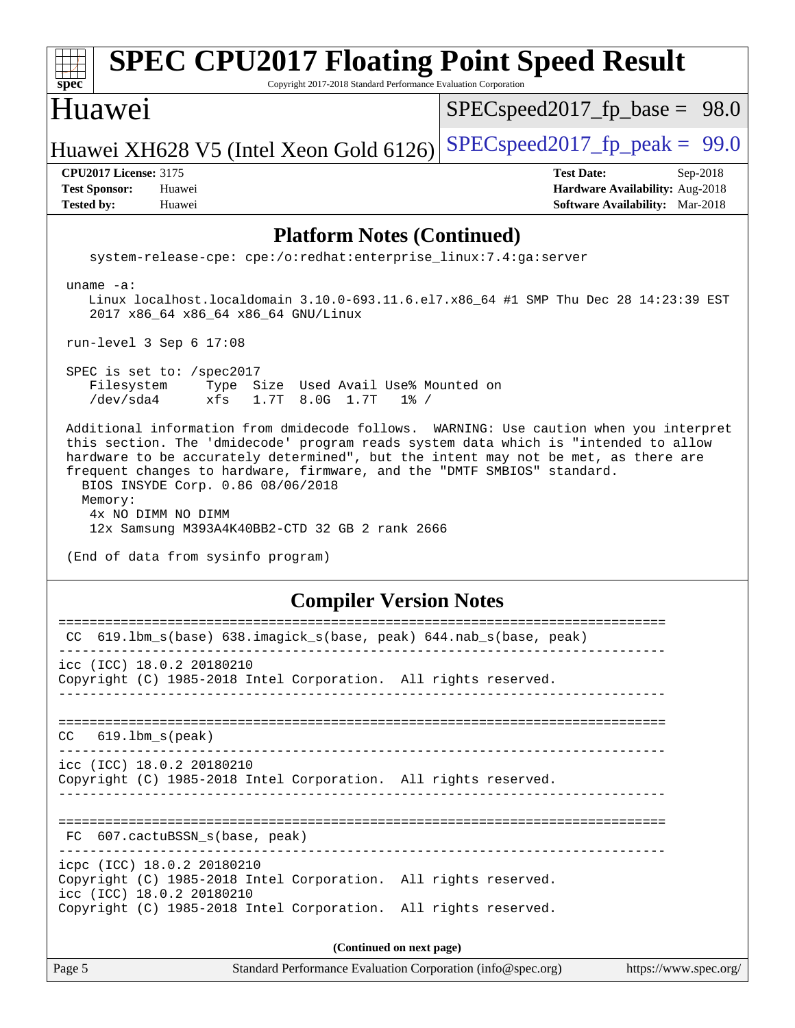# SPEC CPU2017 Floating Point Speed Result

Copyright 2017-2018 Standard Performance Evaluation Corporation

## Huawei

Huawei XH628 V5 (Intel Xeon Gold 6126)

SPECspeed2017_fp_base = 98.0

SPECspeed2017_fp_peak = 99.0

**CPU2017 License:** 3175
**Test Sponsor:** Huawei
**Tested by:** Huawei

**Test Date:** Sep-2018
**Hardware Availability:** Aug-2018
**Software Availability:** Mar-2018

## Platform Notes (Continued)

```
   system-release-cpe: cpe:/o:redhat:enterprise_linux:7.4:ga:server

uname -a:
   Linux localhost.localdomain 3.10.0-693.11.6.el7.x86_64 #1 SMP Thu Dec 28 14:23:39 EST
   2017 x86_64 x86_64 x86_64 GNU/Linux

run-level 3 Sep 6 17:08

SPEC is set to: /spec2017
   Filesystem     Type  Size  Used Avail Use% Mounted on
   /dev/sda4      xfs   1.7T  8.0G  1.7T   1% /

Additional information from dmidecode follows.  WARNING: Use caution when you interpret
this section. The 'dmidecode' program reads system data which is "intended to allow
hardware to be accurately determined", but the intent may not be met, as there are
frequent changes to hardware, firmware, and the "DMTF SMBIOS" standard.
  BIOS INSYDE Corp. 0.86 08/06/2018
  Memory:
   4x NO DIMM NO DIMM
   12x Samsung M393A4K40BB2-CTD 32 GB 2 rank 2666

(End of data from sysinfo program)
```

## Compiler Version Notes

```
==============================================================================
 CC  619.lbm_s(base) 638.imagick_s(base, peak) 644.nab_s(base, peak)
------------------------------------------------------------------------------
icc (ICC) 18.0.2 20180210
Copyright (C) 1985-2018 Intel Corporation.  All rights reserved.
------------------------------------------------------------------------------

==============================================================================
CC   619.lbm_s(peak)
------------------------------------------------------------------------------
icc (ICC) 18.0.2 20180210
Copyright (C) 1985-2018 Intel Corporation.  All rights reserved.
------------------------------------------------------------------------------

==============================================================================
 FC  607.cactuBSSN_s(base, peak)
------------------------------------------------------------------------------
icpc (ICC) 18.0.2 20180210
Copyright (C) 1985-2018 Intel Corporation.  All rights reserved.
icc (ICC) 18.0.2 20180210
Copyright (C) 1985-2018 Intel Corporation.  All rights reserved.
```

(Continued on next page)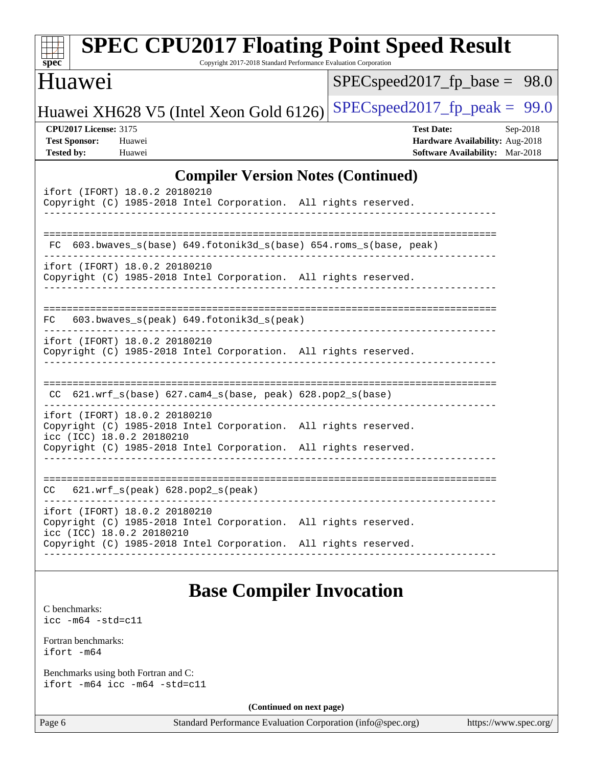# SPEC CPU2017 Floating Point Speed Result

Copyright 2017-2018 Standard Performance Evaluation Corporation

## Huawei

Huawei XH628 V5 (Intel Xeon Gold 6126)

SPECspeed2017_fp_base = 98.0

SPECspeed2017_fp_peak = 99.0

**CPU2017 License:** 3175
**Test Sponsor:** Huawei
**Tested by:** Huawei

**Test Date:** Sep-2018
**Hardware Availability:** Aug-2018
**Software Availability:** Mar-2018

## Compiler Version Notes (Continued)

```
ifort (IFORT) 18.0.2 20180210
Copyright (C) 1985-2018 Intel Corporation.  All rights reserved.
------------------------------------------------------------------------------

==============================================================================
 FC  603.bwaves_s(base) 649.fotonik3d_s(base) 654.roms_s(base, peak)
------------------------------------------------------------------------------
ifort (IFORT) 18.0.2 20180210
Copyright (C) 1985-2018 Intel Corporation.  All rights reserved.
------------------------------------------------------------------------------

==============================================================================
FC   603.bwaves_s(peak) 649.fotonik3d_s(peak)
------------------------------------------------------------------------------
ifort (IFORT) 18.0.2 20180210
Copyright (C) 1985-2018 Intel Corporation.  All rights reserved.
------------------------------------------------------------------------------

==============================================================================
 CC  621.wrf_s(base) 627.cam4_s(base, peak) 628.pop2_s(base)
------------------------------------------------------------------------------
ifort (IFORT) 18.0.2 20180210
Copyright (C) 1985-2018 Intel Corporation.  All rights reserved.
icc (ICC) 18.0.2 20180210
Copyright (C) 1985-2018 Intel Corporation.  All rights reserved.
------------------------------------------------------------------------------

==============================================================================
CC   621.wrf_s(peak) 628.pop2_s(peak)
------------------------------------------------------------------------------
ifort (IFORT) 18.0.2 20180210
Copyright (C) 1985-2018 Intel Corporation.  All rights reserved.
icc (ICC) 18.0.2 20180210
Copyright (C) 1985-2018 Intel Corporation.  All rights reserved.
------------------------------------------------------------------------------
```

## Base Compiler Invocation

C benchmarks:
`icc -m64 -std=c11`

Fortran benchmarks:
`ifort -m64`

Benchmarks using both Fortran and C:
`ifort -m64 icc -m64 -std=c11`

**(Continued on next page)**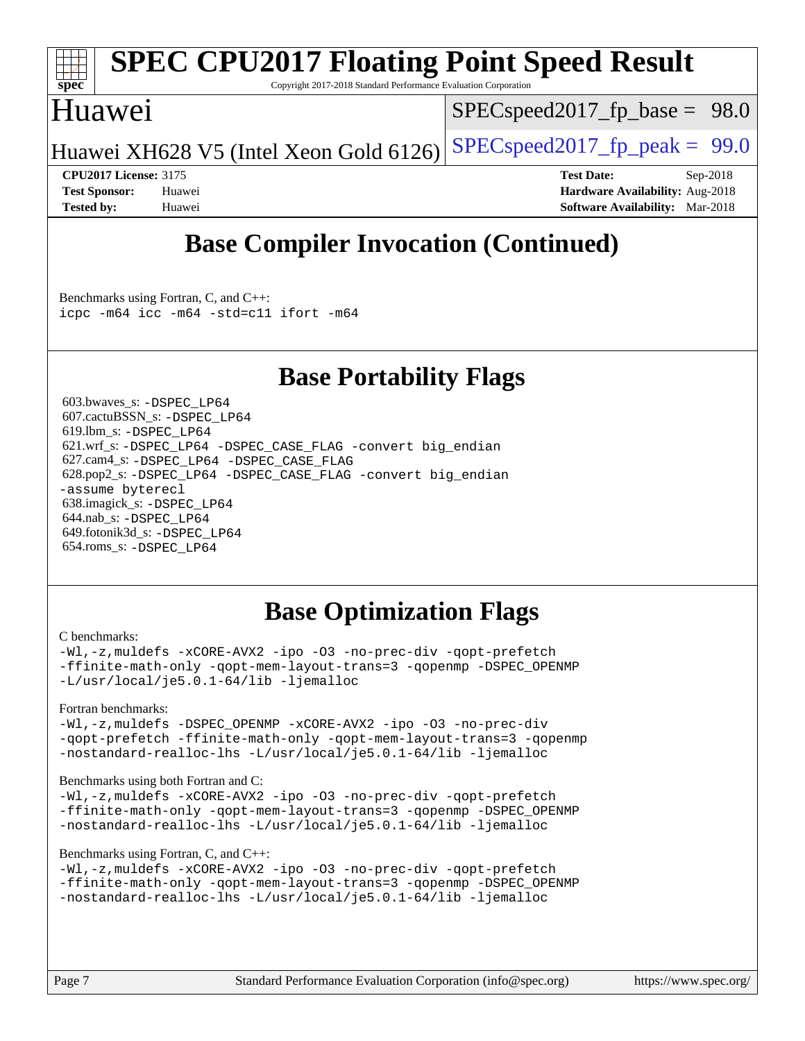# Base Compiler Invocation (Continued)

Benchmarks using Fortran, C, and C++:
```
icpc -m64 icc -m64 -std=c11 ifort -m64
```

# Base Portability Flags

603.bwaves_s: `-DSPEC_LP64`
607.cactuBSSN_s: `-DSPEC_LP64`
619.lbm_s: `-DSPEC_LP64`
621.wrf_s: `-DSPEC_LP64 -DSPEC_CASE_FLAG -convert big_endian`
627.cam4_s: `-DSPEC_LP64 -DSPEC_CASE_FLAG`
628.pop2_s: `-DSPEC_LP64 -DSPEC_CASE_FLAG -convert big_endian -assume byterecl`
638.imagick_s: `-DSPEC_LP64`
644.nab_s: `-DSPEC_LP64`
649.fotonik3d_s: `-DSPEC_LP64`
654.roms_s: `-DSPEC_LP64`

# Base Optimization Flags

C benchmarks:
```
-Wl,-z,muldefs -xCORE-AVX2 -ipo -O3 -no-prec-div -qopt-prefetch
-ffinite-math-only -qopt-mem-layout-trans=3 -qopenmp -DSPEC_OPENMP
-L/usr/local/je5.0.1-64/lib -ljemalloc
```

Fortran benchmarks:
```
-Wl,-z,muldefs -DSPEC_OPENMP -xCORE-AVX2 -ipo -O3 -no-prec-div
-qopt-prefetch -ffinite-math-only -qopt-mem-layout-trans=3 -qopenmp
-nostandard-realloc-lhs -L/usr/local/je5.0.1-64/lib -ljemalloc
```

Benchmarks using both Fortran and C:
```
-Wl,-z,muldefs -xCORE-AVX2 -ipo -O3 -no-prec-div -qopt-prefetch
-ffinite-math-only -qopt-mem-layout-trans=3 -qopenmp -DSPEC_OPENMP
-nostandard-realloc-lhs -L/usr/local/je5.0.1-64/lib -ljemalloc
```

Benchmarks using Fortran, C, and C++:
```
-Wl,-z,muldefs -xCORE-AVX2 -ipo -O3 -no-prec-div -qopt-prefetch
-ffinite-math-only -qopt-mem-layout-trans=3 -qopenmp -DSPEC_OPENMP
-nostandard-realloc-lhs -L/usr/local/je5.0.1-64/lib -ljemalloc
```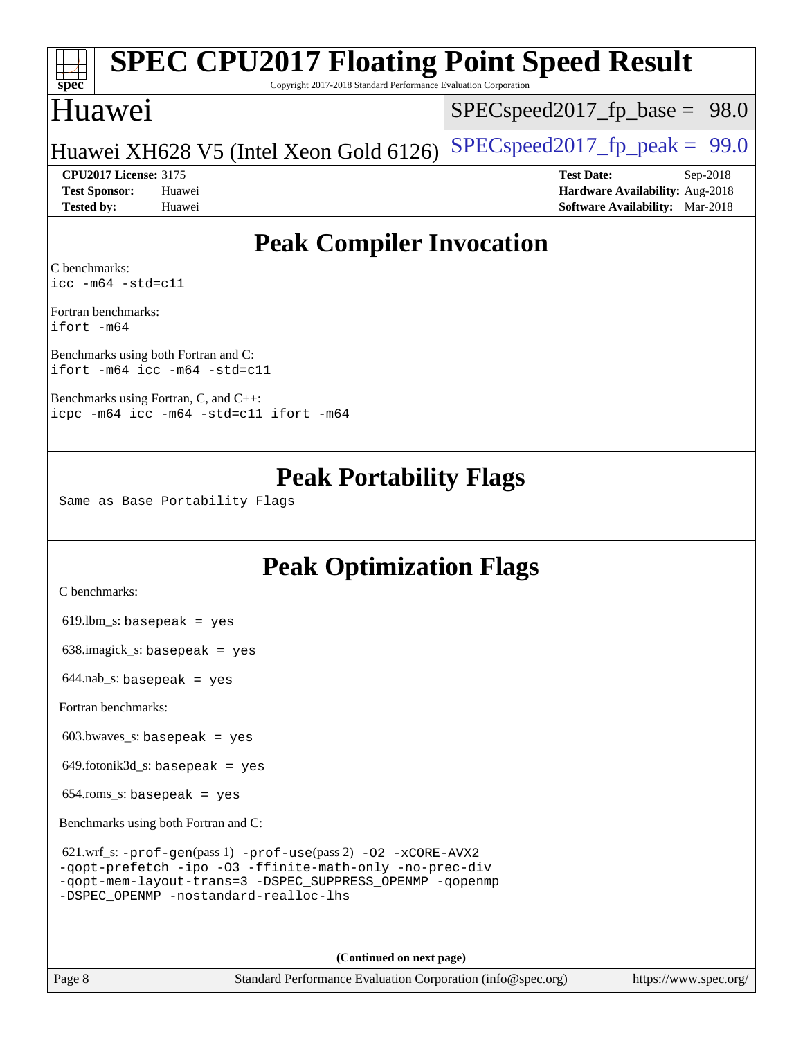# SPEC CPU2017 Floating Point Speed Result

Copyright 2017-2018 Standard Performance Evaluation Corporation

## Huawei

Huawei XH628 V5 (Intel Xeon Gold 6126)

SPECspeed2017_fp_base = 98.0

SPECspeed2017_fp_peak = 99.0

**CPU2017 License:** 3175
**Test Sponsor:** Huawei
**Tested by:** Huawei

**Test Date:** Sep-2018
**Hardware Availability:** Aug-2018
**Software Availability:** Mar-2018

## Peak Compiler Invocation

C benchmarks:
`icc -m64 -std=c11`

Fortran benchmarks:
`ifort -m64`

Benchmarks using both Fortran and C:
`ifort -m64 icc -m64 -std=c11`

Benchmarks using Fortran, C, and C++:
`icpc -m64 icc -m64 -std=c11 ifort -m64`

## Peak Portability Flags

Same as Base Portability Flags

## Peak Optimization Flags

C benchmarks:

619.lbm_s: `basepeak = yes`

638.imagick_s: `basepeak = yes`

644.nab_s: `basepeak = yes`

Fortran benchmarks:

603.bwaves_s: `basepeak = yes`

649.fotonik3d_s: `basepeak = yes`

654.roms_s: `basepeak = yes`

Benchmarks using both Fortran and C:

621.wrf_s: `-prof-gen`(pass 1) `-prof-use`(pass 2) `-O2 -xCORE-AVX2 -qopt-prefetch -ipo -O3 -ffinite-math-only -no-prec-div -qopt-mem-layout-trans=3 -DSPEC_SUPPRESS_OPENMP -qopenmp -DSPEC_OPENMP -nostandard-realloc-lhs`

**(Continued on next page)**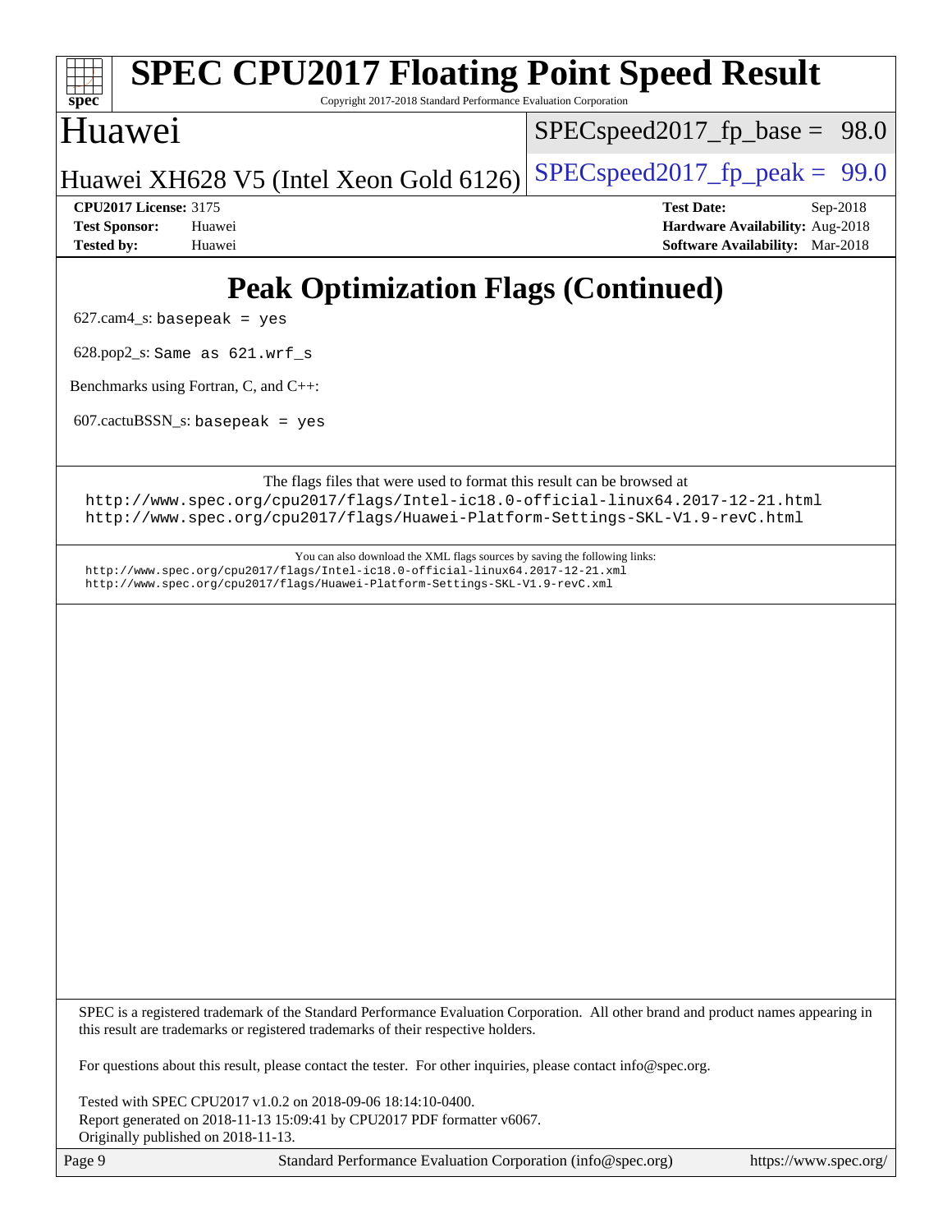# Peak Optimization Flags (Continued)

627.cam4_s: `basepeak = yes`

628.pop2_s: `Same as 621.wrf_s`

Benchmarks using Fortran, C, and C++:

607.cactuBSSN_s: `basepeak = yes`

The flags files that were used to format this result can be browsed at
http://www.spec.org/cpu2017/flags/Intel-ic18.0-official-linux64.2017-12-21.html
http://www.spec.org/cpu2017/flags/Huawei-Platform-Settings-SKL-V1.9-revC.html

You can also download the XML flags sources by saving the following links:
http://www.spec.org/cpu2017/flags/Intel-ic18.0-official-linux64.2017-12-21.xml
http://www.spec.org/cpu2017/flags/Huawei-Platform-Settings-SKL-V1.9-revC.xml

SPEC is a registered trademark of the Standard Performance Evaluation Corporation. All other brand and product names appearing in this result are trademarks or registered trademarks of their respective holders.

For questions about this result, please contact the tester. For other inquiries, please contact info@spec.org.

Tested with SPEC CPU2017 v1.0.2 on 2018-09-06 18:14:10-0400.
Report generated on 2018-11-13 15:09:41 by CPU2017 PDF formatter v6067.
Originally published on 2018-11-13.